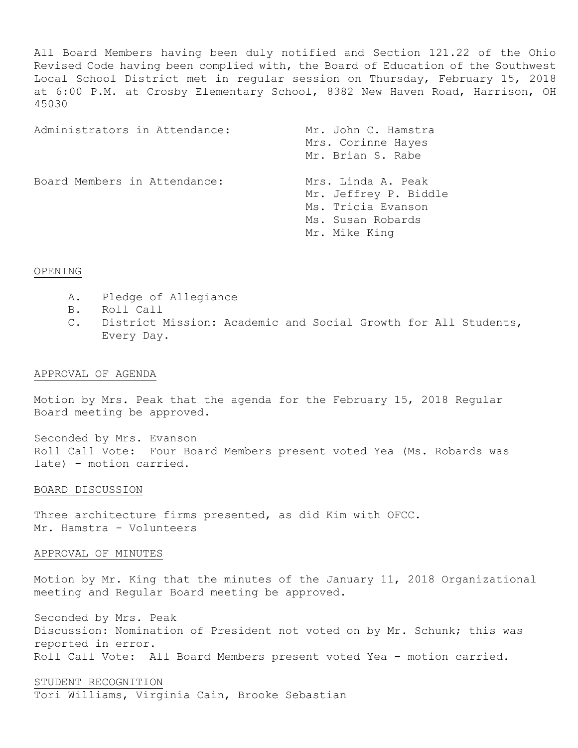All Board Members having been duly notified and Section 121.22 of the Ohio Revised Code having been complied with, the Board of Education of the Southwest Local School District met in regular session on Thursday, February 15, 2018 at 6:00 P.M. at Crosby Elementary School, 8382 New Haven Road, Harrison, OH 45030

| | |
|---|---|
| Administrators in Attendance: | Mr. John C. Hamstra<br>Mrs. Corinne Hayes<br>Mr. Brian S. Rabe |
| Board Members in Attendance: | Mrs. Linda A. Peak<br>Mr. Jeffrey P. Biddle<br>Ms. Tricia Evanson<br>Ms. Susan Robards<br>Mr. Mike King |

## OPENING

A. Pledge of Allegiance
B. Roll Call
C. District Mission: Academic and Social Growth for All Students, Every Day.

## APPROVAL OF AGENDA

Motion by Mrs. Peak that the agenda for the February 15, 2018 Regular Board meeting be approved.

Seconded by Mrs. Evanson
Roll Call Vote: Four Board Members present voted Yea (Ms. Robards was late) – motion carried.

## BOARD DISCUSSION

Three architecture firms presented, as did Kim with OFCC.
Mr. Hamstra - Volunteers

## APPROVAL OF MINUTES

Motion by Mr. King that the minutes of the January 11, 2018 Organizational meeting and Regular Board meeting be approved.

Seconded by Mrs. Peak
Discussion: Nomination of President not voted on by Mr. Schunk; this was reported in error.
Roll Call Vote: All Board Members present voted Yea – motion carried.

## STUDENT RECOGNITION

Tori Williams, Virginia Cain, Brooke Sebastian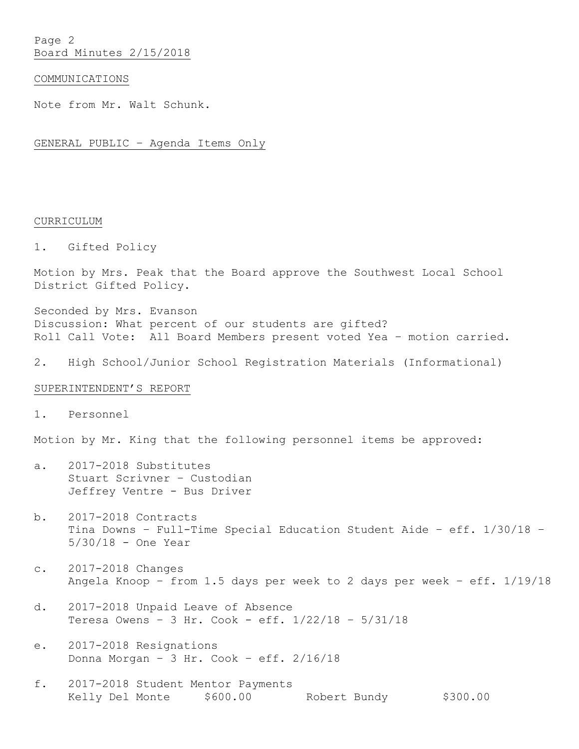## COMMUNICATIONS

Note from Mr. Walt Schunk.

## GENERAL PUBLIC – Agenda Items Only

## CURRICULUM

1. Gifted Policy

Motion by Mrs. Peak that the Board approve the Southwest Local School District Gifted Policy.

Seconded by Mrs. Evanson
Discussion: What percent of our students are gifted?
Roll Call Vote: All Board Members present voted Yea – motion carried.

2. High School/Junior School Registration Materials (Informational)

## SUPERINTENDENT'S REPORT

1. Personnel

Motion by Mr. King that the following personnel items be approved:

a. 2017-2018 Substitutes
   Stuart Scrivner – Custodian
   Jeffrey Ventre - Bus Driver

b. 2017-2018 Contracts
   Tina Downs – Full-Time Special Education Student Aide – eff. 1/30/18 – 5/30/18 - One Year

c. 2017-2018 Changes
   Angela Knoop – from 1.5 days per week to 2 days per week – eff. 1/19/18

d. 2017-2018 Unpaid Leave of Absence
   Teresa Owens – 3 Hr. Cook - eff. 1/22/18 – 5/31/18

e. 2017-2018 Resignations
   Donna Morgan – 3 Hr. Cook – eff. 2/16/18

f. 2017-2018 Student Mentor Payments
   Kelly Del Monte $600.00 Robert Bundy $300.00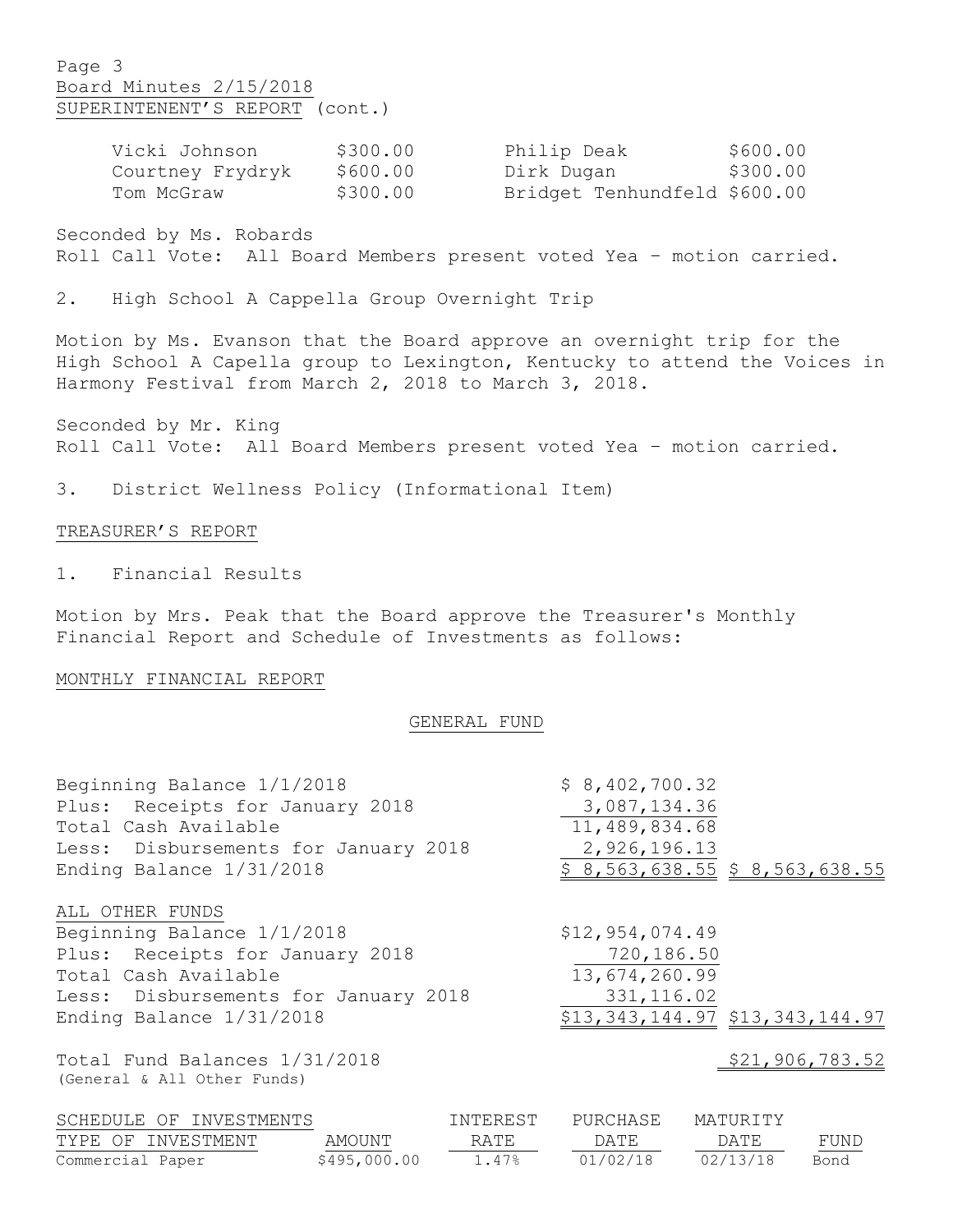SUPERINTENENT'S REPORT (cont.)

| | | | |
|---|---|---|---|
| Vicki Johnson | $300.00 | Philip Deak | $600.00 |
| Courtney Frydryk | $600.00 | Dirk Dugan | $300.00 |
| Tom McGraw | $300.00 | Bridget Tenhundfeld | $600.00 |

Seconded by Ms. Robards
Roll Call Vote: All Board Members present voted Yea – motion carried.

2. High School A Cappella Group Overnight Trip

Motion by Ms. Evanson that the Board approve an overnight trip for the High School A Capella group to Lexington, Kentucky to attend the Voices in Harmony Festival from March 2, 2018 to March 3, 2018.

Seconded by Mr. King
Roll Call Vote: All Board Members present voted Yea – motion carried.

3. District Wellness Policy (Informational Item)

TREASURER'S REPORT

1. Financial Results

Motion by Mrs. Peak that the Board approve the Treasurer's Monthly Financial Report and Schedule of Investments as follows:

MONTHLY FINANCIAL REPORT

GENERAL FUND

| | | |
|---|---|---|
| Beginning Balance 1/1/2018 | $ 8,402,700.32 | |
| Plus: Receipts for January 2018 | 3,087,134.36 | |
| Total Cash Available | 11,489,834.68 | |
| Less: Disbursements for January 2018 | 2,926,196.13 | |
| Ending Balance 1/31/2018 | $ 8,563,638.55 | $ 8,563,638.55 |

ALL OTHER FUNDS

| | | |
|---|---|---|
| Beginning Balance 1/1/2018 | $12,954,074.49 | |
| Plus: Receipts for January 2018 | 720,186.50 | |
| Total Cash Available | 13,674,260.99 | |
| Less: Disbursements for January 2018 | 331,116.02 | |
| Ending Balance 1/31/2018 | $13,343,144.97 | $13,343,144.97 |

Total Fund Balances 1/31/2018 (General & All Other Funds) $21,906,783.52

SCHEDULE OF INVESTMENTS

| TYPE OF INVESTMENT | AMOUNT | INTEREST RATE | PURCHASE DATE | MATURITY DATE | FUND |
|---|---|---|---|---|---|
| Commercial Paper | $495,000.00 | 1.47% | 01/02/18 | 02/13/18 | Bond |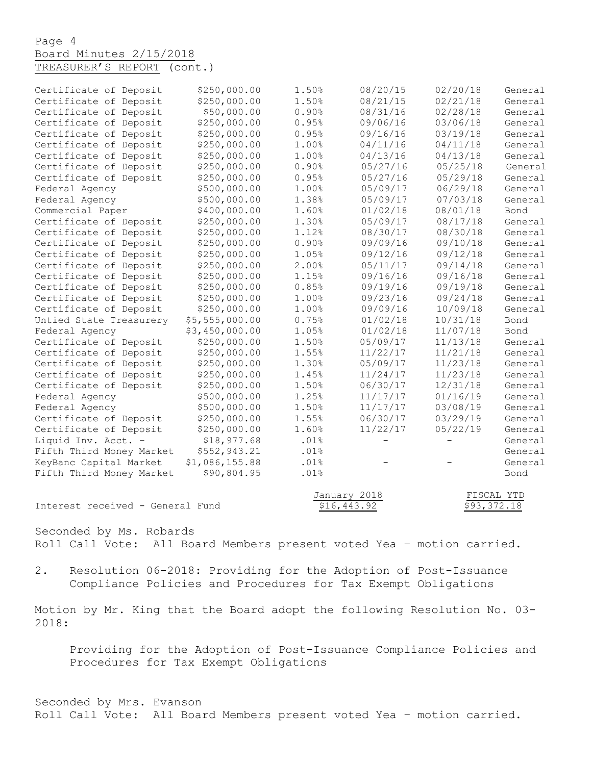Page 4
Board Minutes 2/15/2018
TREASURER'S REPORT (cont.)

| | | | | | |
|---|---|---|---|---|---|
| Certificate of Deposit | $250,000.00 | 1.50% | 08/20/15 | 02/20/18 | General |
| Certificate of Deposit | $250,000.00 | 1.50% | 08/21/15 | 02/21/18 | General |
| Certificate of Deposit | $50,000.00 | 0.90% | 08/31/16 | 02/28/18 | General |
| Certificate of Deposit | $250,000.00 | 0.95% | 09/06/16 | 03/06/18 | General |
| Certificate of Deposit | $250,000.00 | 0.95% | 09/16/16 | 03/19/18 | General |
| Certificate of Deposit | $250,000.00 | 1.00% | 04/11/16 | 04/11/18 | General |
| Certificate of Deposit | $250,000.00 | 1.00% | 04/13/16 | 04/13/18 | General |
| Certificate of Deposit | $250,000.00 | 0.90% | 05/27/16 | 05/25/18 | General |
| Certificate of Deposit | $250,000.00 | 0.95% | 05/27/16 | 05/29/18 | General |
| Federal Agency | $500,000.00 | 1.00% | 05/09/17 | 06/29/18 | General |
| Federal Agency | $500,000.00 | 1.38% | 05/09/17 | 07/03/18 | General |
| Commercial Paper | $400,000.00 | 1.60% | 01/02/18 | 08/01/18 | Bond |
| Certificate of Deposit | $250,000.00 | 1.30% | 05/09/17 | 08/17/18 | General |
| Certificate of Deposit | $250,000.00 | 1.12% | 08/30/17 | 08/30/18 | General |
| Certificate of Deposit | $250,000.00 | 0.90% | 09/09/16 | 09/10/18 | General |
| Certificate of Deposit | $250,000.00 | 1.05% | 09/12/16 | 09/12/18 | General |
| Certificate of Deposit | $250,000.00 | 2.00% | 05/11/17 | 09/14/18 | General |
| Certificate of Deposit | $250,000.00 | 1.15% | 09/16/16 | 09/16/18 | General |
| Certificate of Deposit | $250,000.00 | 0.85% | 09/19/16 | 09/19/18 | General |
| Certificate of Deposit | $250,000.00 | 1.00% | 09/23/16 | 09/24/18 | General |
| Certificate of Deposit | $250,000.00 | 1.00% | 09/09/16 | 10/09/18 | General |
| Untied State Treasurery | $5,555,000.00 | 0.75% | 01/02/18 | 10/31/18 | Bond |
| Federal Agency | $3,450,000.00 | 1.05% | 01/02/18 | 11/07/18 | Bond |
| Certificate of Deposit | $250,000.00 | 1.50% | 05/09/17 | 11/13/18 | General |
| Certificate of Deposit | $250,000.00 | 1.55% | 11/22/17 | 11/21/18 | General |
| Certificate of Deposit | $250,000.00 | 1.30% | 05/09/17 | 11/23/18 | General |
| Certificate of Deposit | $250,000.00 | 1.45% | 11/24/17 | 11/23/18 | General |
| Certificate of Deposit | $250,000.00 | 1.50% | 06/30/17 | 12/31/18 | General |
| Federal Agency | $500,000.00 | 1.25% | 11/17/17 | 01/16/19 | General |
| Federal Agency | $500,000.00 | 1.50% | 11/17/17 | 03/08/19 | General |
| Certificate of Deposit | $250,000.00 | 1.55% | 06/30/17 | 03/29/19 | General |
| Certificate of Deposit | $250,000.00 | 1.60% | 11/22/17 | 05/22/19 | General |
| Liquid Inv. Acct. – | $18,977.68 | .01% | - | - | General |
| Fifth Third Money Market | $552,943.21 | .01% | | | General |
| KeyBanc Capital Market | $1,086,155.88 | .01% | - | - | General |
| Fifth Third Money Market | $90,804.95 | .01% | | | Bond |

| | January 2018 | FISCAL YTD |
|---|---|---|
| Interest received - General Fund | $16,443.92 | $93,372.18 |

Seconded by Ms. Robards
Roll Call Vote: All Board Members present voted Yea – motion carried.

2. Resolution 06-2018: Providing for the Adoption of Post-Issuance Compliance Policies and Procedures for Tax Exempt Obligations

Motion by Mr. King that the Board adopt the following Resolution No. 03-2018:

> Providing for the Adoption of Post-Issuance Compliance Policies and Procedures for Tax Exempt Obligations

Seconded by Mrs. Evanson
Roll Call Vote: All Board Members present voted Yea – motion carried.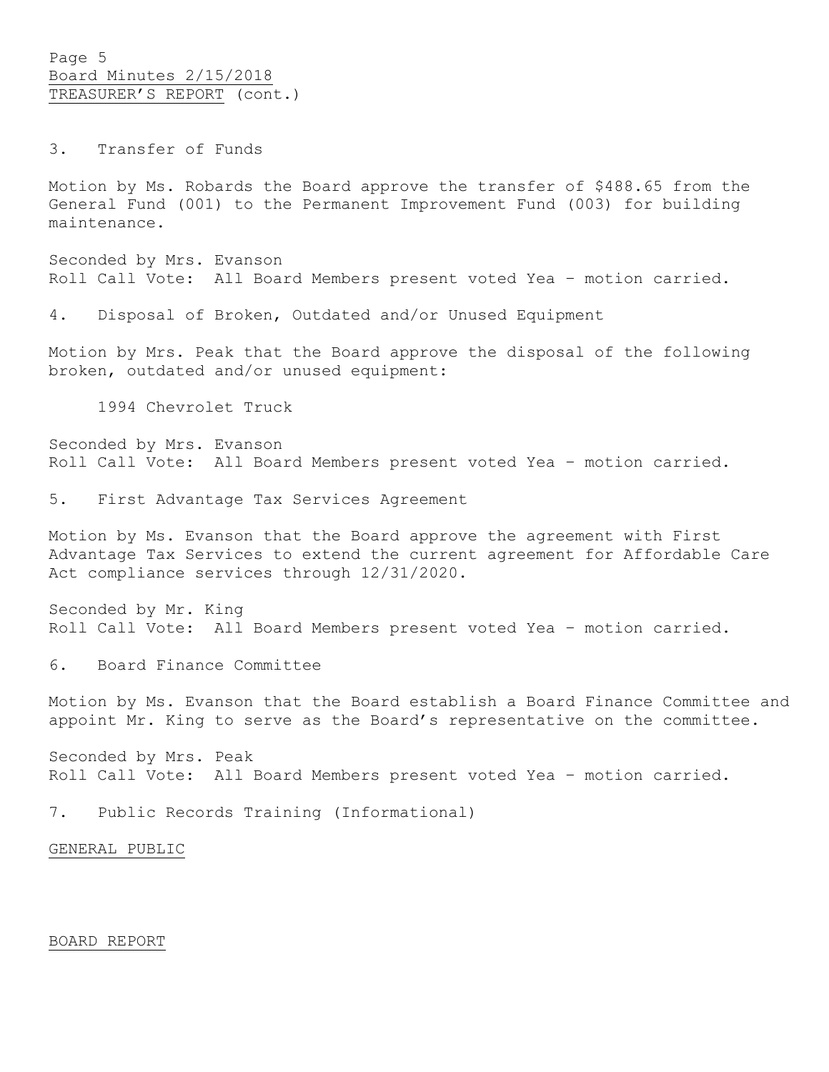TREASURER'S REPORT (cont.)

3. Transfer of Funds

Motion by Ms. Robards the Board approve the transfer of $488.65 from the General Fund (001) to the Permanent Improvement Fund (003) for building maintenance.

Seconded by Mrs. Evanson
Roll Call Vote: All Board Members present voted Yea – motion carried.

4. Disposal of Broken, Outdated and/or Unused Equipment

Motion by Mrs. Peak that the Board approve the disposal of the following broken, outdated and/or unused equipment:

1994 Chevrolet Truck

Seconded by Mrs. Evanson
Roll Call Vote: All Board Members present voted Yea – motion carried.

5. First Advantage Tax Services Agreement

Motion by Ms. Evanson that the Board approve the agreement with First Advantage Tax Services to extend the current agreement for Affordable Care Act compliance services through 12/31/2020.

Seconded by Mr. King
Roll Call Vote: All Board Members present voted Yea – motion carried.

6. Board Finance Committee

Motion by Ms. Evanson that the Board establish a Board Finance Committee and appoint Mr. King to serve as the Board's representative on the committee.

Seconded by Mrs. Peak
Roll Call Vote: All Board Members present voted Yea – motion carried.

7. Public Records Training (Informational)

GENERAL PUBLIC

BOARD REPORT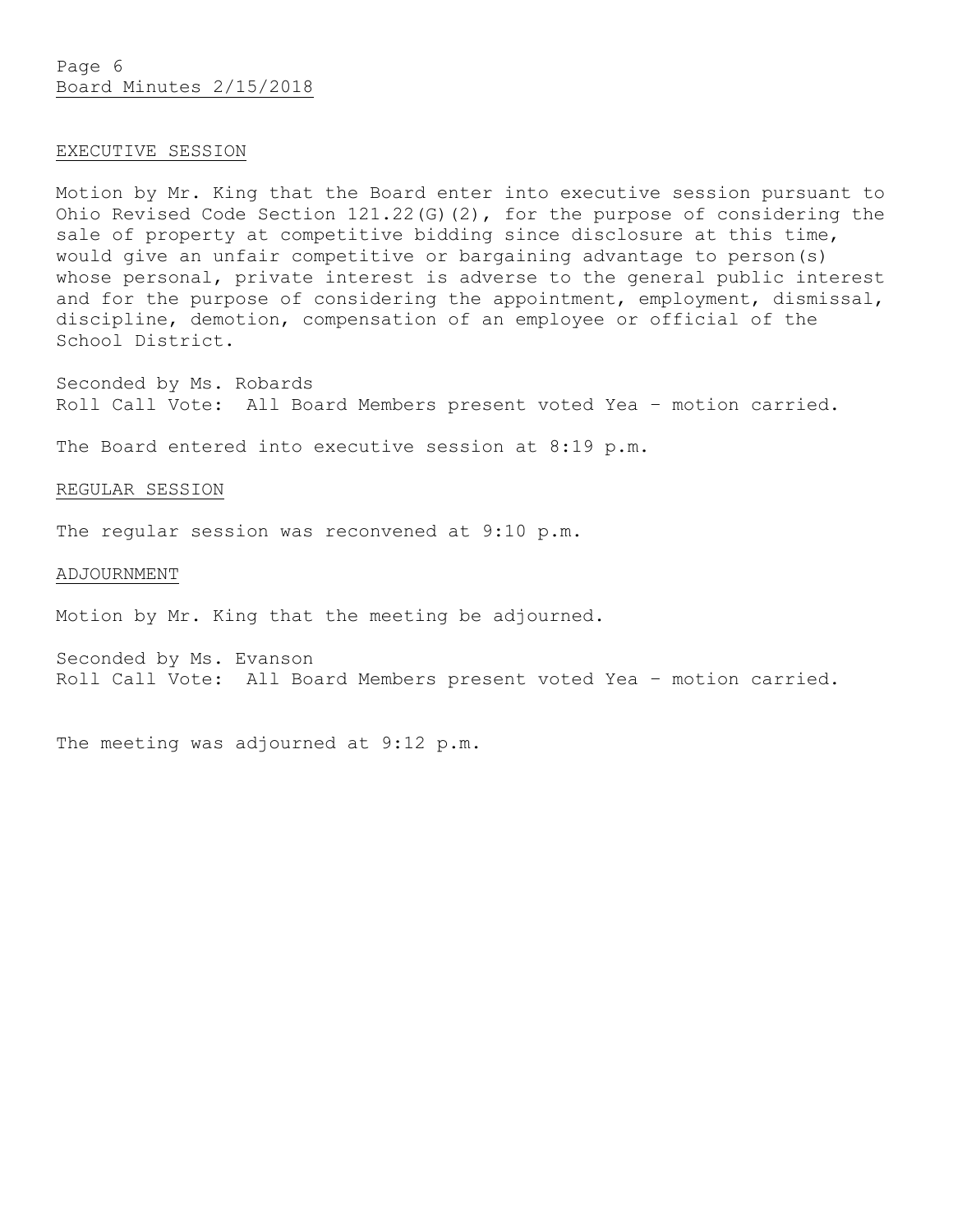## EXECUTIVE SESSION

Motion by Mr. King that the Board enter into executive session pursuant to Ohio Revised Code Section 121.22(G)(2), for the purpose of considering the sale of property at competitive bidding since disclosure at this time, would give an unfair competitive or bargaining advantage to person(s) whose personal, private interest is adverse to the general public interest and for the purpose of considering the appointment, employment, dismissal, discipline, demotion, compensation of an employee or official of the School District.

Seconded by Ms. Robards
Roll Call Vote: All Board Members present voted Yea – motion carried.

The Board entered into executive session at 8:19 p.m.

## REGULAR SESSION

The regular session was reconvened at 9:10 p.m.

## ADJOURNMENT

Motion by Mr. King that the meeting be adjourned.

Seconded by Ms. Evanson
Roll Call Vote: All Board Members present voted Yea – motion carried.

The meeting was adjourned at 9:12 p.m.